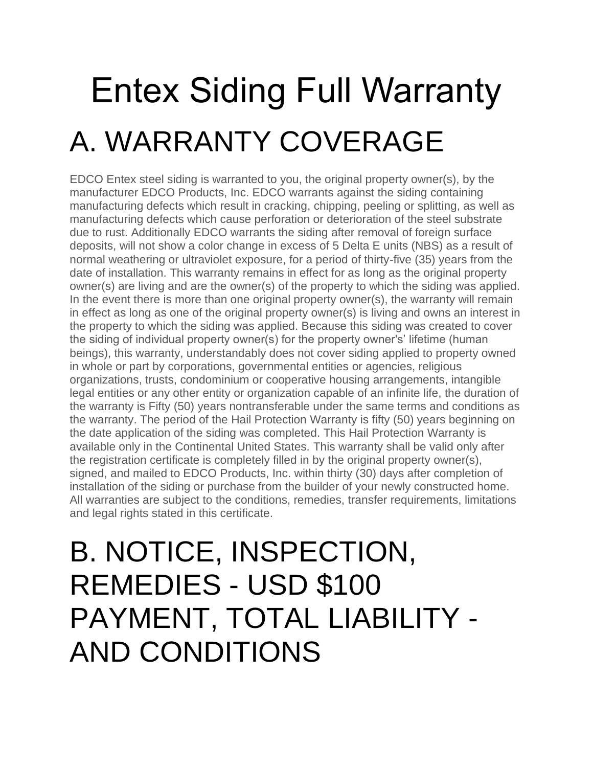# Entex Siding Full Warranty

## A. WARRANTY COVERAGE

EDCO Entex steel siding is warranted to you, the original property owner(s), by the manufacturer EDCO Products, Inc. EDCO warrants against the siding containing manufacturing defects which result in cracking, chipping, peeling or splitting, as well as manufacturing defects which cause perforation or deterioration of the steel substrate due to rust. Additionally EDCO warrants the siding after removal of foreign surface deposits, will not show a color change in excess of 5 Delta E units (NBS) as a result of normal weathering or ultraviolet exposure, for a period of thirty-five (35) years from the date of installation. This warranty remains in effect for as long as the original property owner(s) are living and are the owner(s) of the property to which the siding was applied. In the event there is more than one original property owner(s), the warranty will remain in effect as long as one of the original property owner(s) is living and owns an interest in the property to which the siding was applied. Because this siding was created to cover the siding of individual property owner(s) for the property owner's' lifetime (human beings), this warranty, understandably does not cover siding applied to property owned in whole or part by corporations, governmental entities or agencies, religious organizations, trusts, condominium or cooperative housing arrangements, intangible legal entities or any other entity or organization capable of an infinite life, the duration of the warranty is Fifty (50) years nontransferable under the same terms and conditions as the warranty. The period of the Hail Protection Warranty is fifty (50) years beginning on the date application of the siding was completed. This Hail Protection Warranty is available only in the Continental United States. This warranty shall be valid only after the registration certificate is completely filled in by the original property owner(s), signed, and mailed to EDCO Products, Inc. within thirty (30) days after completion of installation of the siding or purchase from the builder of your newly constructed home. All warranties are subject to the conditions, remedies, transfer requirements, limitations and legal rights stated in this certificate.

## B. NOTICE, INSPECTION, REMEDIES - USD $100 PAYMENT, TOTAL LIABILITY - AND CONDITIONS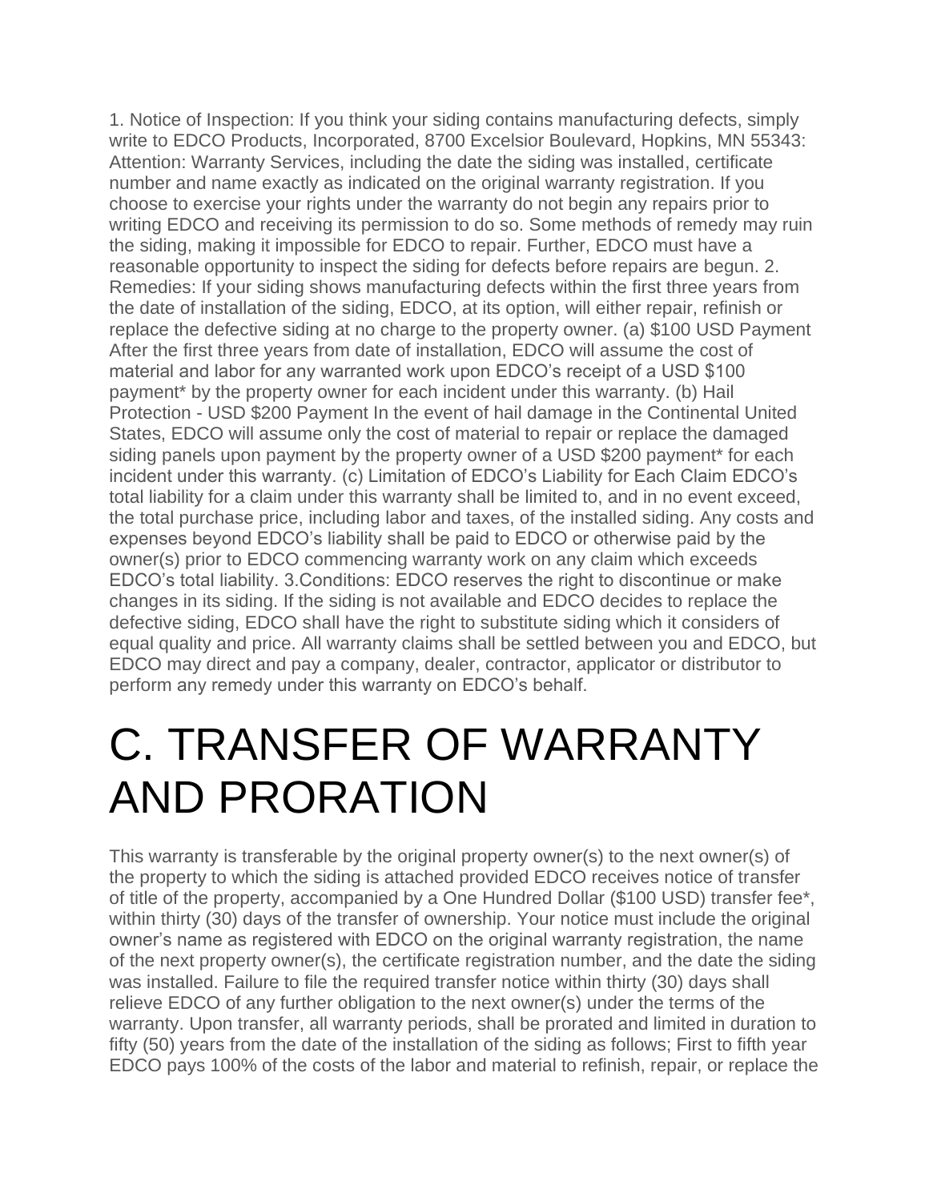1. Notice of Inspection: If you think your siding contains manufacturing defects, simply write to EDCO Products, Incorporated, 8700 Excelsior Boulevard, Hopkins, MN 55343: Attention: Warranty Services, including the date the siding was installed, certificate number and name exactly as indicated on the original warranty registration. If you choose to exercise your rights under the warranty do not begin any repairs prior to writing EDCO and receiving its permission to do so. Some methods of remedy may ruin the siding, making it impossible for EDCO to repair. Further, EDCO must have a reasonable opportunity to inspect the siding for defects before repairs are begun. 2. Remedies: If your siding shows manufacturing defects within the first three years from the date of installation of the siding, EDCO, at its option, will either repair, refinish or replace the defective siding at no charge to the property owner. (a) $100 USD Payment After the first three years from date of installation, EDCO will assume the cost of material and labor for any warranted work upon EDCO's receipt of a USD $100 payment* by the property owner for each incident under this warranty. (b) Hail Protection - USD $200 Payment In the event of hail damage in the Continental United States, EDCO will assume only the cost of material to repair or replace the damaged siding panels upon payment by the property owner of a USD $200 payment* for each incident under this warranty. (c) Limitation of EDCO's Liability for Each Claim EDCO's total liability for a claim under this warranty shall be limited to, and in no event exceed, the total purchase price, including labor and taxes, of the installed siding. Any costs and expenses beyond EDCO's liability shall be paid to EDCO or otherwise paid by the owner(s) prior to EDCO commencing warranty work on any claim which exceeds EDCO's total liability. 3.Conditions: EDCO reserves the right to discontinue or make changes in its siding. If the siding is not available and EDCO decides to replace the defective siding, EDCO shall have the right to substitute siding which it considers of equal quality and price. All warranty claims shall be settled between you and EDCO, but EDCO may direct and pay a company, dealer, contractor, applicator or distributor to perform any remedy under this warranty on EDCO's behalf.

# C. TRANSFER OF WARRANTY AND PRORATION

This warranty is transferable by the original property owner(s) to the next owner(s) of the property to which the siding is attached provided EDCO receives notice of transfer of title of the property, accompanied by a One Hundred Dollar ($100 USD) transfer fee*, within thirty (30) days of the transfer of ownership. Your notice must include the original owner's name as registered with EDCO on the original warranty registration, the name of the next property owner(s), the certificate registration number, and the date the siding was installed. Failure to file the required transfer notice within thirty (30) days shall relieve EDCO of any further obligation to the next owner(s) under the terms of the warranty. Upon transfer, all warranty periods, shall be prorated and limited in duration to fifty (50) years from the date of the installation of the siding as follows; First to fifth year EDCO pays 100% of the costs of the labor and material to refinish, repair, or replace the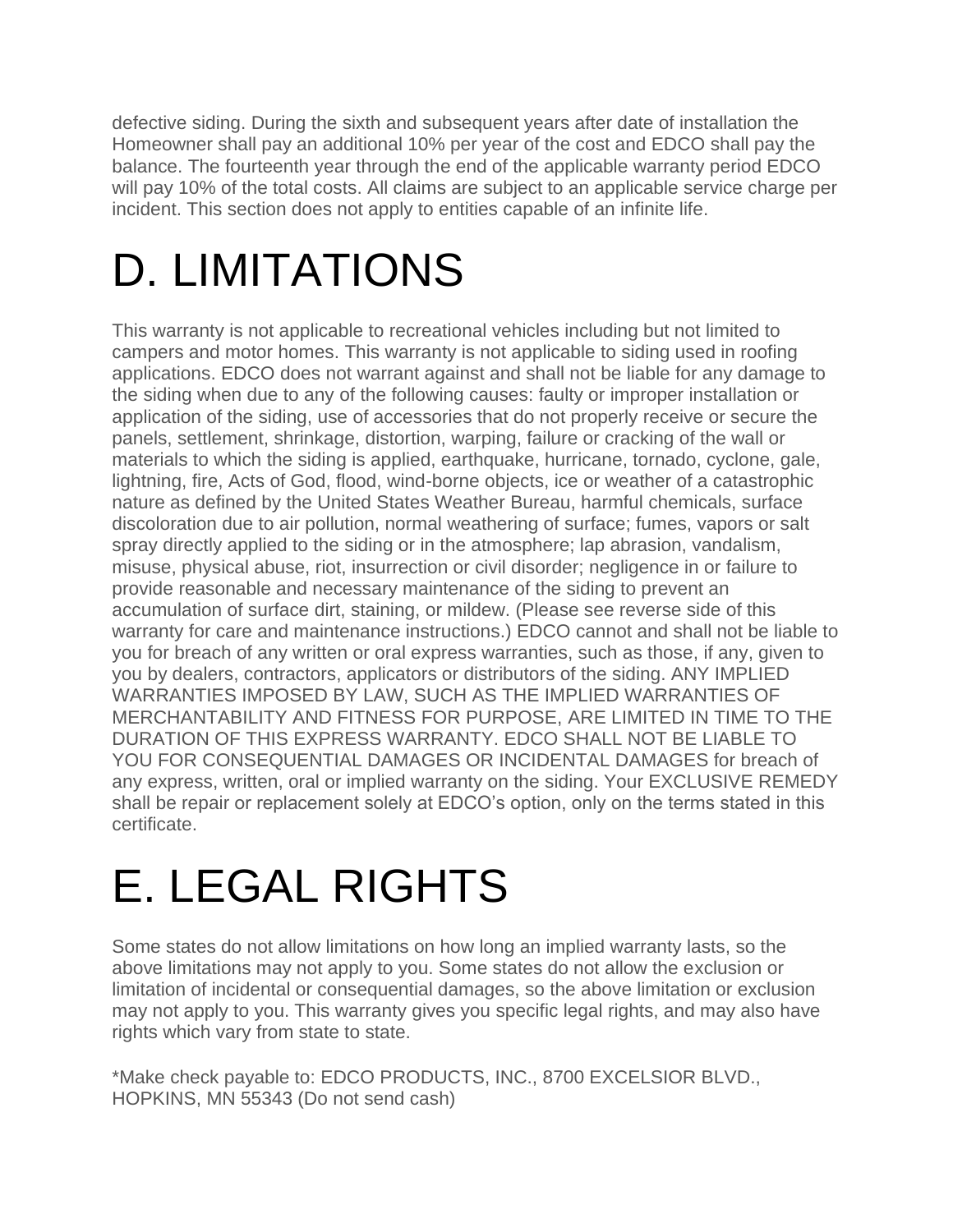defective siding. During the sixth and subsequent years after date of installation the Homeowner shall pay an additional 10% per year of the cost and EDCO shall pay the balance. The fourteenth year through the end of the applicable warranty period EDCO will pay 10% of the total costs. All claims are subject to an applicable service charge per incident. This section does not apply to entities capable of an infinite life.

# D. LIMITATIONS

This warranty is not applicable to recreational vehicles including but not limited to campers and motor homes. This warranty is not applicable to siding used in roofing applications. EDCO does not warrant against and shall not be liable for any damage to the siding when due to any of the following causes: faulty or improper installation or application of the siding, use of accessories that do not properly receive or secure the panels, settlement, shrinkage, distortion, warping, failure or cracking of the wall or materials to which the siding is applied, earthquake, hurricane, tornado, cyclone, gale, lightning, fire, Acts of God, flood, wind-borne objects, ice or weather of a catastrophic nature as defined by the United States Weather Bureau, harmful chemicals, surface discoloration due to air pollution, normal weathering of surface; fumes, vapors or salt spray directly applied to the siding or in the atmosphere; lap abrasion, vandalism, misuse, physical abuse, riot, insurrection or civil disorder; negligence in or failure to provide reasonable and necessary maintenance of the siding to prevent an accumulation of surface dirt, staining, or mildew. (Please see reverse side of this warranty for care and maintenance instructions.) EDCO cannot and shall not be liable to you for breach of any written or oral express warranties, such as those, if any, given to you by dealers, contractors, applicators or distributors of the siding. ANY IMPLIED WARRANTIES IMPOSED BY LAW, SUCH AS THE IMPLIED WARRANTIES OF MERCHANTABILITY AND FITNESS FOR PURPOSE, ARE LIMITED IN TIME TO THE DURATION OF THIS EXPRESS WARRANTY. EDCO SHALL NOT BE LIABLE TO YOU FOR CONSEQUENTIAL DAMAGES OR INCIDENTAL DAMAGES for breach of any express, written, oral or implied warranty on the siding. Your EXCLUSIVE REMEDY shall be repair or replacement solely at EDCO's option, only on the terms stated in this certificate.

# E. LEGAL RIGHTS

Some states do not allow limitations on how long an implied warranty lasts, so the above limitations may not apply to you. Some states do not allow the exclusion or limitation of incidental or consequential damages, so the above limitation or exclusion may not apply to you. This warranty gives you specific legal rights, and may also have rights which vary from state to state.

*Make check payable to: EDCO PRODUCTS, INC., 8700 EXCELSIOR BLVD., HOPKINS, MN 55343 (Do not send cash)